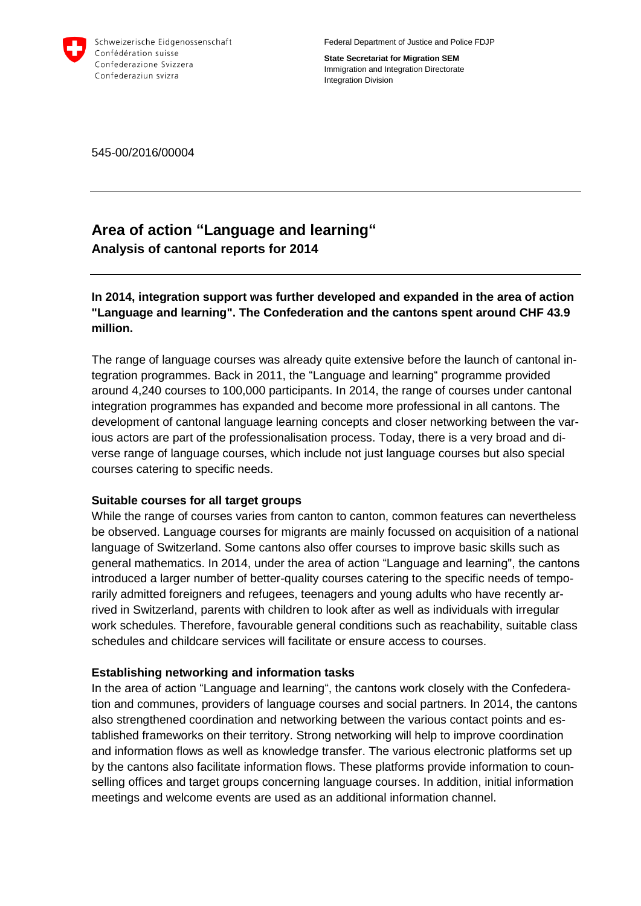Schweizerische Eidgenossenschaft
Confédération suisse
Confederazione Svizzera
Confederaziun svizra

Federal Department of Justice and Police FDJP

**State Secretariat for Migration SEM**
Immigration and Integration Directorate
Integration Division

545-00/2016/00004

---

# Area of action "Language and learning"

**Analysis of cantonal reports for 2014**

---

**In 2014, integration support was further developed and expanded in the area of action "Language and learning". The Confederation and the cantons spent around CHF 43.9 million.**

The range of language courses was already quite extensive before the launch of cantonal integration programmes. Back in 2011, the "Language and learning" programme provided around 4,240 courses to 100,000 participants. In 2014, the range of courses under cantonal integration programmes has expanded and become more professional in all cantons. The development of cantonal language learning concepts and closer networking between the various actors are part of the professionalisation process. Today, there is a very broad and diverse range of language courses, which include not just language courses but also special courses catering to specific needs.

### Suitable courses for all target groups

While the range of courses varies from canton to canton, common features can nevertheless be observed. Language courses for migrants are mainly focussed on acquisition of a national language of Switzerland. Some cantons also offer courses to improve basic skills such as general mathematics. In 2014, under the area of action "Language and learning", the cantons introduced a larger number of better-quality courses catering to the specific needs of temporarily admitted foreigners and refugees, teenagers and young adults who have recently arrived in Switzerland, parents with children to look after as well as individuals with irregular work schedules. Therefore, favourable general conditions such as reachability, suitable class schedules and childcare services will facilitate or ensure access to courses.

### Establishing networking and information tasks

In the area of action "Language and learning", the cantons work closely with the Confederation and communes, providers of language courses and social partners. In 2014, the cantons also strengthened coordination and networking between the various contact points and established frameworks on their territory. Strong networking will help to improve coordination and information flows as well as knowledge transfer. The various electronic platforms set up by the cantons also facilitate information flows. These platforms provide information to counselling offices and target groups concerning language courses. In addition, initial information meetings and welcome events are used as an additional information channel.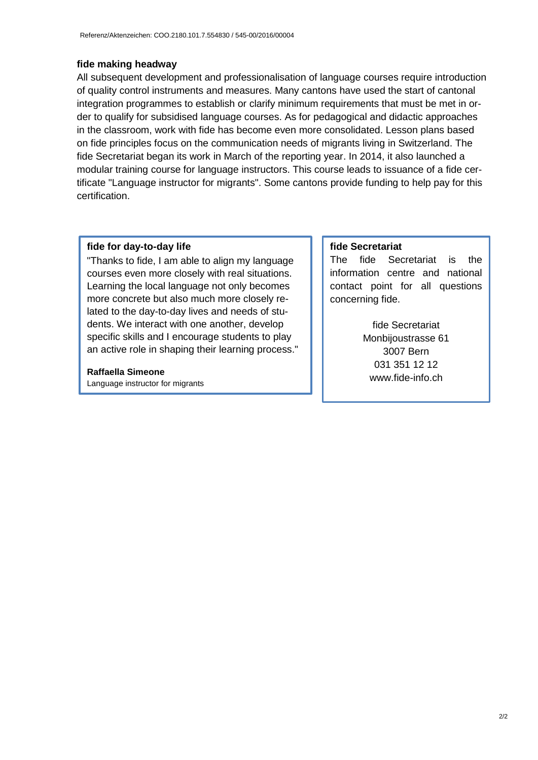**fide making headway**

All subsequent development and professionalisation of language courses require introduction of quality control instruments and measures. Many cantons have used the start of cantonal integration programmes to establish or clarify minimum requirements that must be met in order to qualify for subsidised language courses. As for pedagogical and didactic approaches in the classroom, work with fide has become even more consolidated. Lesson plans based on fide principles focus on the communication needs of migrants living in Switzerland. The fide Secretariat began its work in March of the reporting year. In 2014, it also launched a modular training course for language instructors. This course leads to issuance of a fide certificate "Language instructor for migrants". Some cantons provide funding to help pay for this certification.

**fide for day-to-day life**

"Thanks to fide, I am able to align my language courses even more closely with real situations. Learning the local language not only becomes more concrete but also much more closely related to the day-to-day lives and needs of students. We interact with one another, develop specific skills and I encourage students to play an active role in shaping their learning process."

**Raffaella Simeone**
Language instructor for migrants

**fide Secretariat**

The fide Secretariat is the information centre and national contact point for all questions concerning fide.

fide Secretariat
Monbijoustrasse 61
3007 Bern
031 351 12 12
www.fide-info.ch